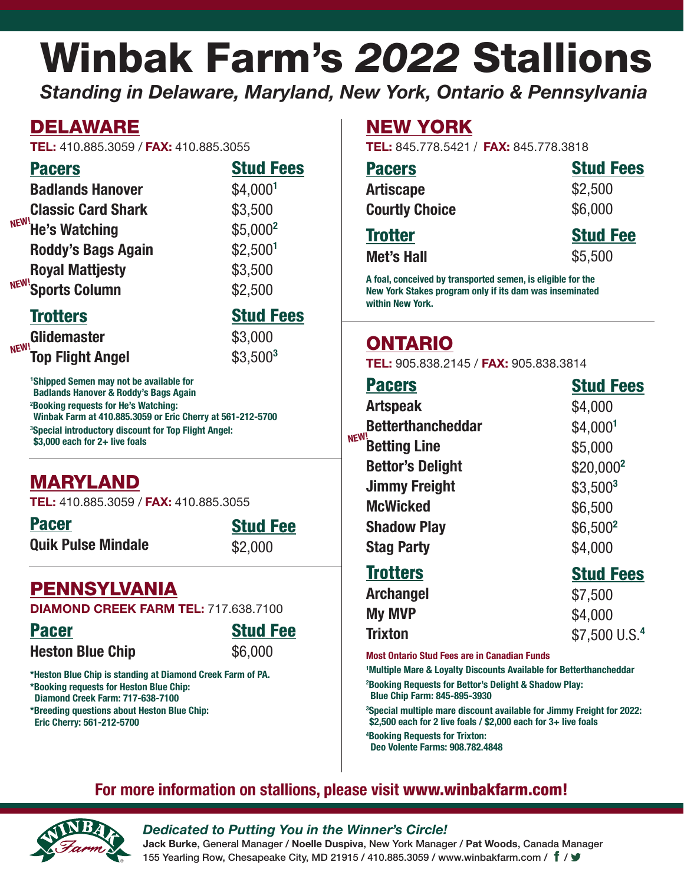# Winbak Farm's *2022* Stallions

*Standing in Delaware, Maryland, New York, Ontario & Pennsylvania*

## DELAWARE

**TEL:** 410.885.3059 / **FAX:** 410.885.3055

| Pacers | Stud Fees |
|---|---|
| Badlands Hanover | $4,000[1] |
| Classic Card Shark | $3,500 |
| NEW! He's Watching | $5,000[2] |
| Roddy's Bags Again | $2,500[1] |
| Royal Mattjesty | $3,500 |
| NEW! Sports Column | $2,500 |

| Trotters | Stud Fees |
|---|---|
| Glidemaster | $3,000 |
| NEW! Top Flight Angel | $3,500[3] |

[1]Shipped Semen may not be available for Badlands Hanover & Roddy's Bags Again

[2]Booking requests for He's Watching: Winbak Farm at 410.885.3059 or Eric Cherry at 561-212-5700

[3]Special introductory discount for Top Flight Angel: $3,000 each for 2+ live foals

## MARYLAND

**TEL:** 410.885.3059 / **FAX:** 410.885.3055

| Pacer | Stud Fee |
|---|---|
| Quik Pulse Mindale | $2,000 |

## PENNSYLVANIA

**DIAMOND CREEK FARM TEL:** 717.638.7100

| Pacer | Stud Fee |
|---|---|
| Heston Blue Chip | $6,000 |

*Heston Blue Chip is standing at Diamond Creek Farm of PA.

*Booking requests for Heston Blue Chip: Diamond Creek Farm: 717-638-7100

*Breeding questions about Heston Blue Chip: Eric Cherry: 561-212-5700

## NEW YORK

**TEL:** 845.778.5421 / **FAX:** 845.778.3818

| Pacers | Stud Fees |
|---|---|
| Artiscape | $2,500 |
| Courtly Choice | $6,000 |

| Trotter | Stud Fee |
|---|---|
| Met's Hall | $5,500 |

A foal, conceived by transported semen, is eligible for the New York Stakes program only if its dam was inseminated within New York.

## ONTARIO

**TEL:** 905.838.2145 / **FAX:** 905.838.3814

| Pacers | Stud Fees |
|---|---|
| Artspeak | $4,000 |
| Betterthancheddar | $4,000[1] |
| NEW! Betting Line | $5,000 |
| Bettor's Delight | $20,000[2] |
| Jimmy Freight | $3,500[3] |
| McWicked | $6,500 |
| Shadow Play | $6,500[2] |
| Stag Party | $4,000 |

| Trotters | Stud Fees |
|---|---|
| Archangel | $7,500 |
| My MVP | $4,000 |
| Trixton | $7,500 U.S.[4] |

Most Ontario Stud Fees are in Canadian Funds

[1]Multiple Mare & Loyalty Discounts Available for Betterthancheddar

[2]Booking Requests for Bettor's Delight & Shadow Play: Blue Chip Farm: 845-895-3930

[3]Special multiple mare discount available for Jimmy Freight for 2022: $2,500 each for 2 live foals / $2,000 each for 3+ live foals

[4]Booking Requests for Trixton: Deo Volente Farms: 908.782.4848

**For more information on stallions, please visit www.winbakfarm.com!**

*Dedicated to Putting You in the Winner's Circle!*

**Jack Burke**, General Manager / **Noelle Duspiva**, New York Manager / **Pat Woods**, Canada Manager

155 Yearling Row, Chesapeake City, MD 21915 / 410.885.3059 / www.winbakfarm.com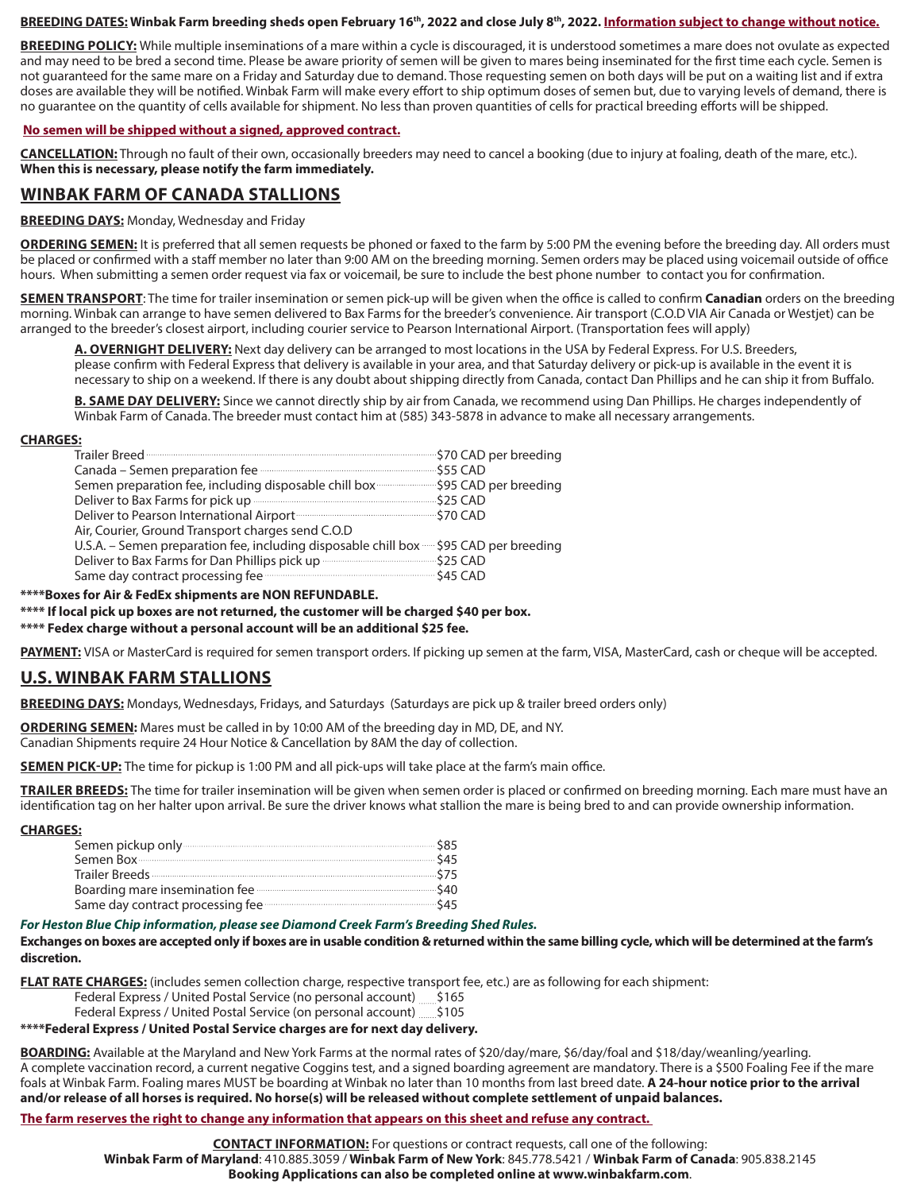**BREEDING DATES: Winbak Farm breeding sheds open February 16th, 2022 and close July 8th, 2022. Information subject to change without notice.**

**BREEDING POLICY:** While multiple inseminations of a mare within a cycle is discouraged, it is understood sometimes a mare does not ovulate as expected and may need to be bred a second time. Please be aware priority of semen will be given to mares being inseminated for the first time each cycle. Semen is not guaranteed for the same mare on a Friday and Saturday due to demand. Those requesting semen on both days will be put on a waiting list and if extra doses are available they will be notified. Winbak Farm will make every effort to ship optimum doses of semen but, due to varying levels of demand, there is no guarantee on the quantity of cells available for shipment. No less than proven quantities of cells for practical breeding efforts will be shipped.

**No semen will be shipped without a signed, approved contract.**

**CANCELLATION:** Through no fault of their own, occasionally breeders may need to cancel a booking (due to injury at foaling, death of the mare, etc.). **When this is necessary, please notify the farm immediately.**

## WINBAK FARM OF CANADA STALLIONS

**BREEDING DAYS:** Monday, Wednesday and Friday

**ORDERING SEMEN:** It is preferred that all semen requests be phoned or faxed to the farm by 5:00 PM the evening before the breeding day. All orders must be placed or confirmed with a staff member no later than 9:00 AM on the breeding morning. Semen orders may be placed using voicemail outside of office hours. When submitting a semen order request via fax or voicemail, be sure to include the best phone number to contact you for confirmation.

**SEMEN TRANSPORT**: The time for trailer insemination or semen pick-up will be given when the office is called to confirm **Canadian** orders on the breeding morning. Winbak can arrange to have semen delivered to Bax Farms for the breeder's convenience. Air transport (C.O.D VIA Air Canada or Westjet) can be arranged to the breeder's closest airport, including courier service to Pearson International Airport. (Transportation fees will apply)

**A. OVERNIGHT DELIVERY:** Next day delivery can be arranged to most locations in the USA by Federal Express. For U.S. Breeders, please confirm with Federal Express that delivery is available in your area, and that Saturday delivery or pick-up is available in the event it is necessary to ship on a weekend. If there is any doubt about shipping directly from Canada, contact Dan Phillips and he can ship it from Buffalo.

**B. SAME DAY DELIVERY:** Since we cannot directly ship by air from Canada, we recommend using Dan Phillips. He charges independently of Winbak Farm of Canada. The breeder must contact him at (585) 343-5878 in advance to make all necessary arrangements.

**CHARGES:**

| | |
|---|---|
| Trailer Breed | $70 CAD per breeding |
| Canada – Semen preparation fee | $55 CAD |
| Semen preparation fee, including disposable chill box | $95 CAD per breeding |
| Deliver to Bax Farms for pick up | $25 CAD |
| Deliver to Pearson International Airport | $70 CAD |
| Air, Courier, Ground Transport charges send C.O.D | |
| U.S.A. – Semen preparation fee, including disposable chill box | $95 CAD per breeding |
| Deliver to Bax Farms for Dan Phillips pick up | $25 CAD |
| Same day contract processing fee | $45 CAD |

**\*\*\*\*Boxes for Air & FedEx shipments are NON REFUNDABLE.**
**\*\*\*\* If local pick up boxes are not returned, the customer will be charged $40 per box.**
**\*\*\*\* Fedex charge without a personal account will be an additional $25 fee.**

**PAYMENT:** VISA or MasterCard is required for semen transport orders. If picking up semen at the farm, VISA, MasterCard, cash or cheque will be accepted.

## U.S. WINBAK FARM STALLIONS

**BREEDING DAYS:** Mondays, Wednesdays, Fridays, and Saturdays (Saturdays are pick up & trailer breed orders only)

**ORDERING SEMEN:** Mares must be called in by 10:00 AM of the breeding day in MD, DE, and NY.
Canadian Shipments require 24 Hour Notice & Cancellation by 8AM the day of collection.

**SEMEN PICK-UP:** The time for pickup is 1:00 PM and all pick-ups will take place at the farm's main office.

**TRAILER BREEDS:** The time for trailer insemination will be given when semen order is placed or confirmed on breeding morning. Each mare must have an identification tag on her halter upon arrival. Be sure the driver knows what stallion the mare is being bred to and can provide ownership information.

**CHARGES:**

| | |
|---|---|
| Semen pickup only | $85 |
| Semen Box | $45 |
| Trailer Breeds | $75 |
| Boarding mare insemination fee | $40 |
| Same day contract processing fee | $45 |

***For Heston Blue Chip information, please see Diamond Creek Farm's Breeding Shed Rules.***

**Exchanges on boxes are accepted only if boxes are in usable condition & returned within the same billing cycle, which will be determined at the farm's discretion.**

**FLAT RATE CHARGES:** (includes semen collection charge, respective transport fee, etc.) are as following for each shipment:

| | |
|---|---|
| Federal Express / United Postal Service (no personal account) | $165 |
| Federal Express / United Postal Service (on personal account) | $105 |

**\*\*\*\*Federal Express / United Postal Service charges are for next day delivery.**

**BOARDING:** Available at the Maryland and New York Farms at the normal rates of $20/day/mare, $6/day/foal and $18/day/weanling/yearling. A complete vaccination record, a current negative Coggins test, and a signed boarding agreement are mandatory. There is a $500 Foaling Fee if the mare foals at Winbak Farm. Foaling mares MUST be boarding at Winbak no later than 10 months from last breed date. **A 24-hour notice prior to the arrival and/or release of all horses is required. No horse(s) will be released without complete settlement of unpaid balances.**

**The farm reserves the right to change any information that appears on this sheet and refuse any contract.**

**CONTACT INFORMATION:** For questions or contract requests, call one of the following:
**Winbak Farm of Maryland**: 410.885.3059 / **Winbak Farm of New York**: 845.778.5421 / **Winbak Farm of Canada**: 905.838.2145
**Booking Applications can also be completed online at www.winbakfarm.com**.